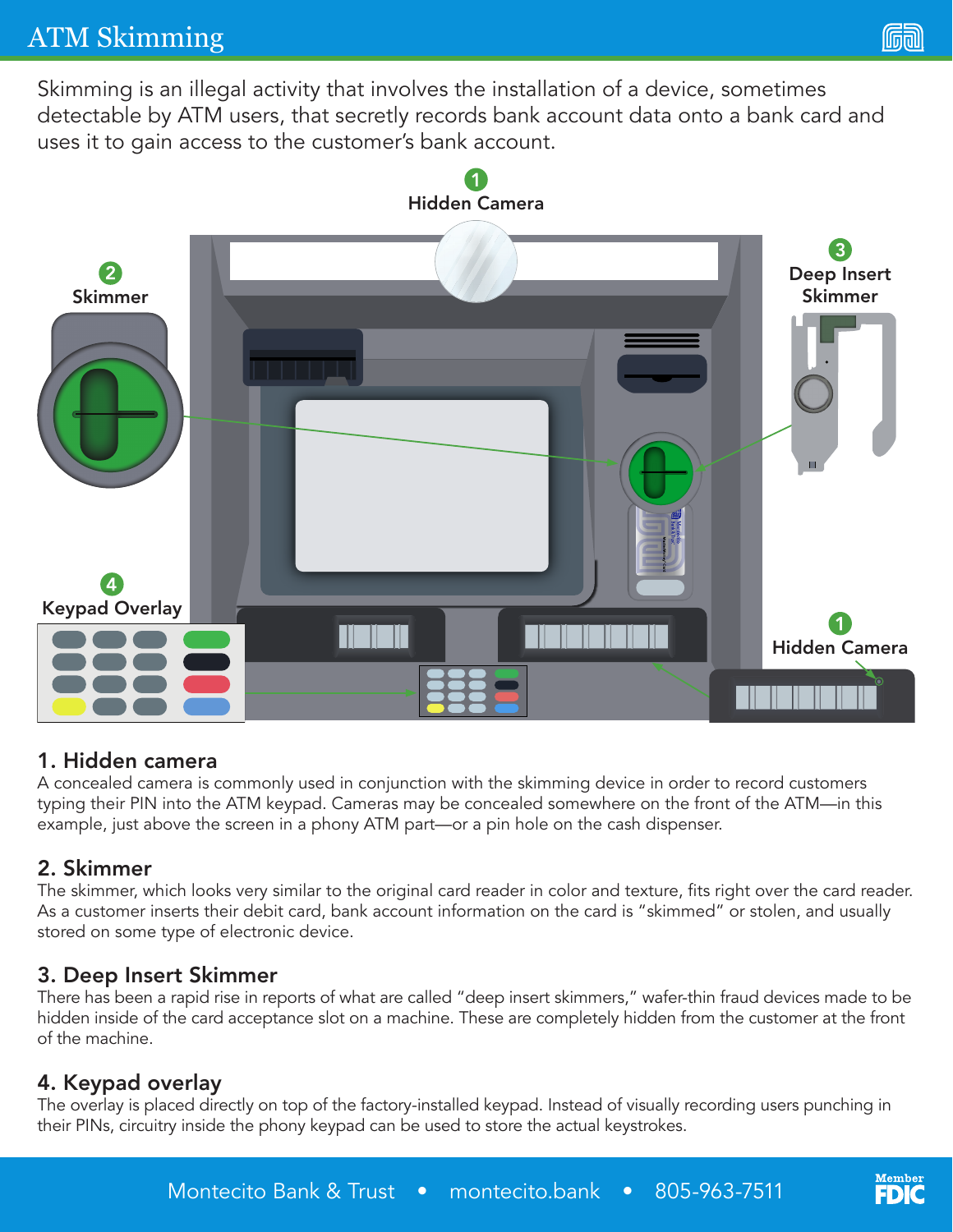# ATM Skimming

Skimming is an illegal activity that involves the installation of a device, sometimes detectable by ATM users, that secretly records bank account data onto a bank card and uses it to gain access to the customer's bank account.

1 Hidden Camera

2 Skimmer

3 Deep Insert Skimmer

4 Keypad Overlay

1 Hidden Camera

## 1. Hidden camera

A concealed camera is commonly used in conjunction with the skimming device in order to record customers typing their PIN into the ATM keypad. Cameras may be concealed somewhere on the front of the ATM—in this example, just above the screen in a phony ATM part—or a pin hole on the cash dispenser.

## 2. Skimmer

The skimmer, which looks very similar to the original card reader in color and texture, fits right over the card reader. As a customer inserts their debit card, bank account information on the card is "skimmed" or stolen, and usually stored on some type of electronic device.

## 3. Deep Insert Skimmer

There has been a rapid rise in reports of what are called "deep insert skimmers," wafer-thin fraud devices made to be hidden inside of the card acceptance slot on a machine. These are completely hidden from the customer at the front of the machine.

## 4. Keypad overlay

The overlay is placed directly on top of the factory-installed keypad. Instead of visually recording users punching in their PINs, circuitry inside the phony keypad can be used to store the actual keystrokes.

Montecito Bank & Trust • montecito.bank • 805-963-7511

Member FDIC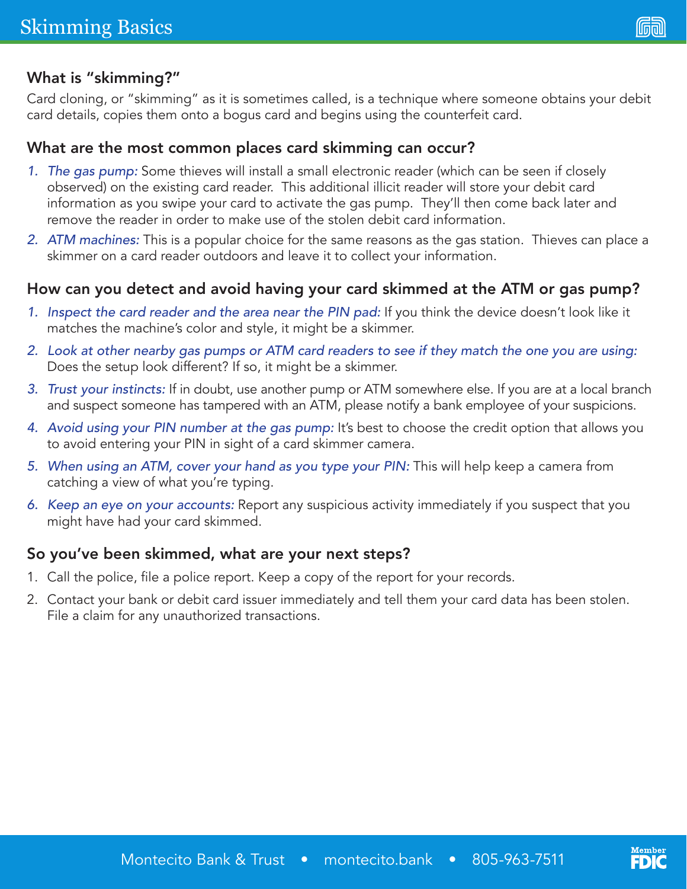# Skimming Basics

## What is "skimming?"

Card cloning, or "skimming" as it is sometimes called, is a technique where someone obtains your debit card details, copies them onto a bogus card and begins using the counterfeit card.

## What are the most common places card skimming can occur?

1. *The gas pump:* Some thieves will install a small electronic reader (which can be seen if closely observed) on the existing card reader. This additional illicit reader will store your debit card information as you swipe your card to activate the gas pump. They'll then come back later and remove the reader in order to make use of the stolen debit card information.
2. *ATM machines:* This is a popular choice for the same reasons as the gas station. Thieves can place a skimmer on a card reader outdoors and leave it to collect your information.

## How can you detect and avoid having your card skimmed at the ATM or gas pump?

1. *Inspect the card reader and the area near the PIN pad:* If you think the device doesn't look like it matches the machine's color and style, it might be a skimmer.
2. *Look at other nearby gas pumps or ATM card readers to see if they match the one you are using:* Does the setup look different? If so, it might be a skimmer.
3. *Trust your instincts:* If in doubt, use another pump or ATM somewhere else. If you are at a local branch and suspect someone has tampered with an ATM, please notify a bank employee of your suspicions.
4. *Avoid using your PIN number at the gas pump:* It's best to choose the credit option that allows you to avoid entering your PIN in sight of a card skimmer camera.
5. *When using an ATM, cover your hand as you type your PIN:* This will help keep a camera from catching a view of what you're typing.
6. *Keep an eye on your accounts:* Report any suspicious activity immediately if you suspect that you might have had your card skimmed.

## So you've been skimmed, what are your next steps?

1. Call the police, file a police report. Keep a copy of the report for your records.
2. Contact your bank or debit card issuer immediately and tell them your card data has been stolen. File a claim for any unauthorized transactions.

Montecito Bank & Trust • montecito.bank • 805-963-7511

Member FDIC